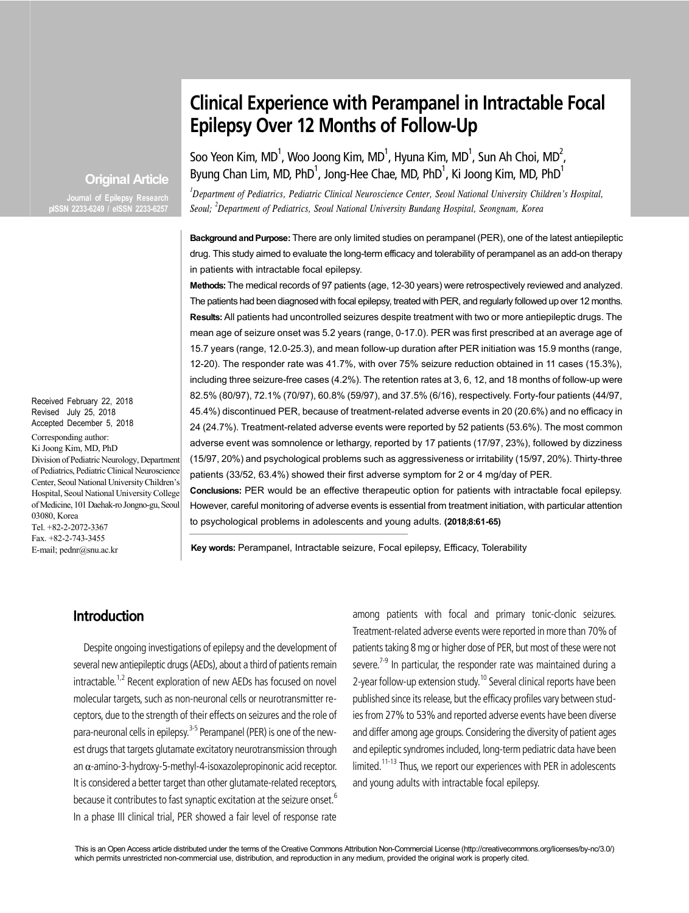# Clinical Experience with Perampanel in Intractable Focal Epilepsy Over 12 Months of Follow-Up

Soo Yeon Kim, MD[1], Woo Joong Kim, MD[1], Hyuna Kim, MD[1], Sun Ah Choi, MD[2], Byung Chan Lim, MD, PhD[1], Jong-Hee Chae, MD, PhD[1], Ki Joong Kim, MD, PhD[1]

*[1]Department of Pediatrics, Pediatric Clinical Neuroscience Center, Seoul National University Children's Hospital, Seoul; [2]Department of Pediatrics, Seoul National University Bundang Hospital, Seongnam, Korea*

**Original Article**

Journal of Epilepsy Research
pISSN 2233-6249 / eISSN 2233-6257

**Background and Purpose:** There are only limited studies on perampanel (PER), one of the latest antiepileptic drug. This study aimed to evaluate the long-term efficacy and tolerability of perampanel as an add-on therapy in patients with intractable focal epilepsy.

**Methods:** The medical records of 97 patients (age, 12-30 years) were retrospectively reviewed and analyzed. The patients had been diagnosed with focal epilepsy, treated with PER, and regularly followed up over 12 months.

**Results:** All patients had uncontrolled seizures despite treatment with two or more antiepileptic drugs. The mean age of seizure onset was 5.2 years (range, 0-17.0). PER was first prescribed at an average age of 15.7 years (range, 12.0-25.3), and mean follow-up duration after PER initiation was 15.9 months (range, 12-20). The responder rate was 41.7%, with over 75% seizure reduction obtained in 11 cases (15.3%), including three seizure-free cases (4.2%). The retention rates at 3, 6, 12, and 18 months of follow-up were 82.5% (80/97), 72.1% (70/97), 60.8% (59/97), and 37.5% (6/16), respectively. Forty-four patients (44/97, 45.4%) discontinued PER, because of treatment-related adverse events in 20 (20.6%) and no efficacy in 24 (24.7%). Treatment-related adverse events were reported by 52 patients (53.6%). The most common adverse event was somnolence or lethargy, reported by 17 patients (17/97, 23%), followed by dizziness (15/97, 20%) and psychological problems such as aggressiveness or irritability (15/97, 20%). Thirty-three patients (33/52, 63.4%) showed their first adverse symptom for 2 or 4 mg/day of PER.

**Conclusions:** PER would be an effective therapeutic option for patients with intractable focal epilepsy. However, careful monitoring of adverse events is essential from treatment initiation, with particular attention to psychological problems in adolescents and young adults. **(2018;8:61-65)**

**Key words:** Perampanel, Intractable seizure, Focal epilepsy, Efficacy, Tolerability

Received February 22, 2018
Revised July 25, 2018
Accepted December 5, 2018

Corresponding author:
Ki Joong Kim, MD, PhD
Division of Pediatric Neurology, Department of Pediatrics, Pediatric Clinical Neuroscience Center, Seoul National University Children's Hospital, Seoul National University College of Medicine, 101 Daehak-ro Jongno-gu, Seoul 03080, Korea
Tel. +82-2-2072-3367
Fax. +82-2-743-3455
E-mail; pednr@snu.ac.kr

## Introduction

Despite ongoing investigations of epilepsy and the development of several new antiepileptic drugs (AEDs), about a third of patients remain intractable.[1,2] Recent exploration of new AEDs has focused on novel molecular targets, such as non-neuronal cells or neurotransmitter receptors, due to the strength of their effects on seizures and the role of para-neuronal cells in epilepsy.[3-5] Perampanel (PER) is one of the newest drugs that targets glutamate excitatory neurotransmission through an $\alpha$-amino-3-hydroxy-5-methyl-4-isoxazolepropinonic acid receptor. It is considered a better target than other glutamate-related receptors, because it contributes to fast synaptic excitation at the seizure onset.[6] In a phase III clinical trial, PER showed a fair level of response rate among patients with focal and primary tonic-clonic seizures. Treatment-related adverse events were reported in more than 70% of patients taking 8 mg or higher dose of PER, but most of these were not severe.[7-9] In particular, the responder rate was maintained during a 2-year follow-up extension study.[10] Several clinical reports have been published since its release, but the efficacy profiles vary between studies from 27% to 53% and reported adverse events have been diverse and differ among age groups. Considering the diversity of patient ages and epileptic syndromes included, long-term pediatric data have been limited.[11-13] Thus, we report our experiences with PER in adolescents and young adults with intractable focal epilepsy.

This is an Open Access article distributed under the terms of the Creative Commons Attribution Non-Commercial License (http://creativecommons.org/licenses/by-nc/3.0/) which permits unrestricted non-commercial use, distribution, and reproduction in any medium, provided the original work is properly cited.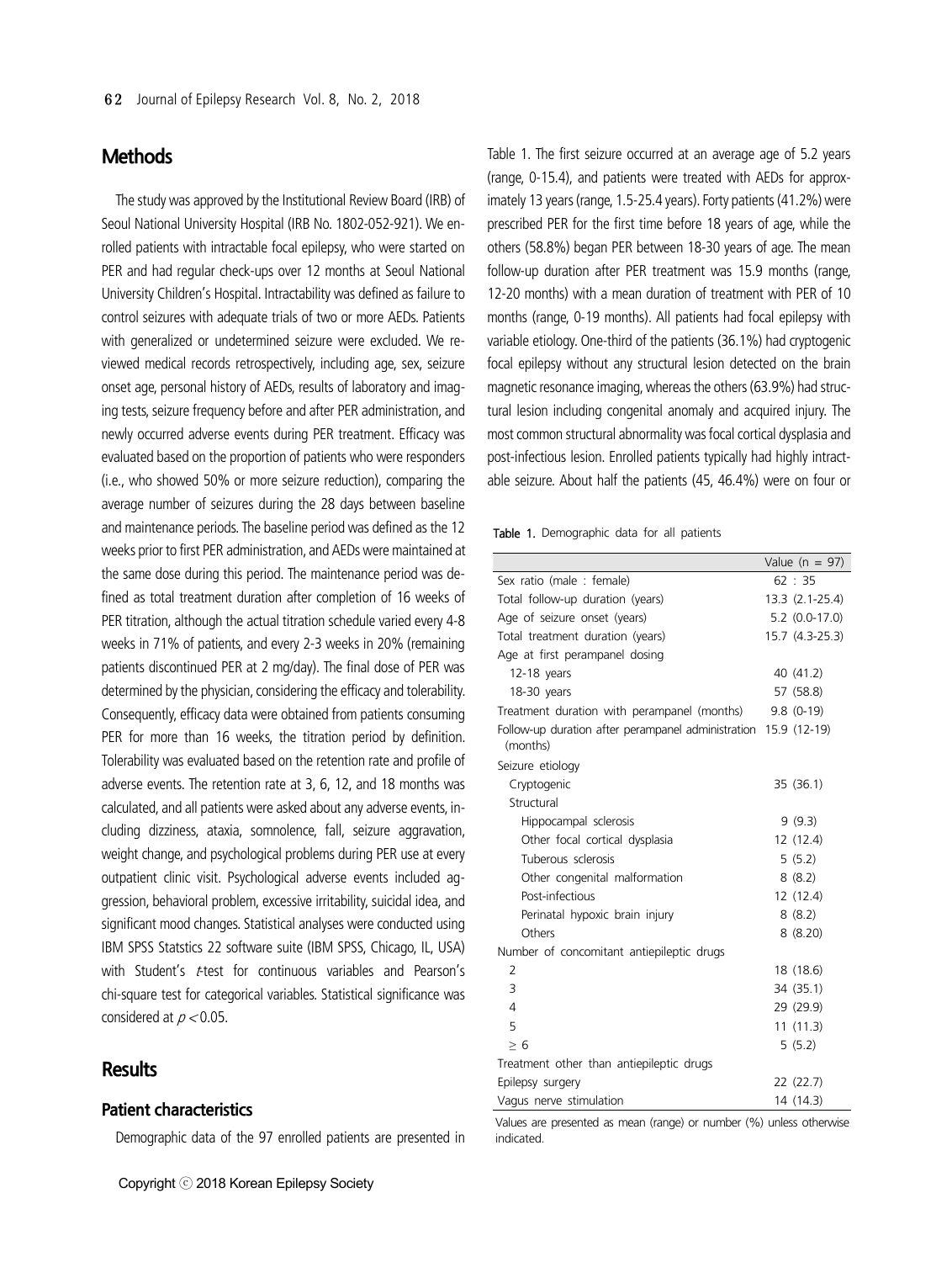## Methods

The study was approved by the Institutional Review Board (IRB) of Seoul National University Hospital (IRB No. 1802-052-921). We enrolled patients with intractable focal epilepsy, who were started on PER and had regular check-ups over 12 months at Seoul National University Children's Hospital. Intractability was defined as failure to control seizures with adequate trials of two or more AEDs. Patients with generalized or undetermined seizure were excluded. We reviewed medical records retrospectively, including age, sex, seizure onset age, personal history of AEDs, results of laboratory and imaging tests, seizure frequency before and after PER administration, and newly occurred adverse events during PER treatment. Efficacy was evaluated based on the proportion of patients who were responders (i.e., who showed 50% or more seizure reduction), comparing the average number of seizures during the 28 days between baseline and maintenance periods. The baseline period was defined as the 12 weeks prior to first PER administration, and AEDs were maintained at the same dose during this period. The maintenance period was defined as total treatment duration after completion of 16 weeks of PER titration, although the actual titration schedule varied every 4-8 weeks in 71% of patients, and every 2-3 weeks in 20% (remaining patients discontinued PER at 2 mg/day). The final dose of PER was determined by the physician, considering the efficacy and tolerability. Consequently, efficacy data were obtained from patients consuming PER for more than 16 weeks, the titration period by definition. Tolerability was evaluated based on the retention rate and profile of adverse events. The retention rate at 3, 6, 12, and 18 months was calculated, and all patients were asked about any adverse events, including dizziness, ataxia, somnolence, fall, seizure aggravation, weight change, and psychological problems during PER use at every outpatient clinic visit. Psychological adverse events included aggression, behavioral problem, excessive irritability, suicidal idea, and significant mood changes. Statistical analyses were conducted using IBM SPSS Statstics 22 software suite (IBM SPSS, Chicago, IL, USA) with Student's *t*-test for continuous variables and Pearson's chi-square test for categorical variables. Statistical significance was considered at $p < 0.05$.

## Results

### Patient characteristics

Demographic data of the 97 enrolled patients are presented in Table 1. The first seizure occurred at an average age of 5.2 years (range, 0-15.4), and patients were treated with AEDs for approximately 13 years (range, 1.5-25.4 years). Forty patients (41.2%) were prescribed PER for the first time before 18 years of age, while the others (58.8%) began PER between 18-30 years of age. The mean follow-up duration after PER treatment was 15.9 months (range, 12-20 months) with a mean duration of treatment with PER of 10 months (range, 0-19 months). All patients had focal epilepsy with variable etiology. One-third of the patients (36.1%) had cryptogenic focal epilepsy without any structural lesion detected on the brain magnetic resonance imaging, whereas the others (63.9%) had structural lesion including congenital anomaly and acquired injury. The most common structural abnormality was focal cortical dysplasia and post-infectious lesion. Enrolled patients typically had highly intractable seizure. About half the patients (45, 46.4%) were on four or

**Table 1.** Demographic data for all patients

| | Value (n = 97) |
|---|---|
| Sex ratio (male : female) | 62 : 35 |
| Total follow-up duration (years) | 13.3 (2.1-25.4) |
| Age of seizure onset (years) | 5.2 (0.0-17.0) |
| Total treatment duration (years) | 15.7 (4.3-25.3) |
| Age at first perampanel dosing | |
| 12-18 years | 40 (41.2) |
| 18-30 years | 57 (58.8) |
| Treatment duration with perampanel (months) | 9.8 (0-19) |
| Follow-up duration after perampanel administration (months) | 15.9 (12-19) |
| Seizure etiology | |
| Cryptogenic | 35 (36.1) |
| Structural | |
| Hippocampal sclerosis | 9 (9.3) |
| Other focal cortical dysplasia | 12 (12.4) |
| Tuberous sclerosis | 5 (5.2) |
| Other congenital malformation | 8 (8.2) |
| Post-infectious | 12 (12.4) |
| Perinatal hypoxic brain injury | 8 (8.2) |
| Others | 8 (8.20) |
| Number of concomitant antiepileptic drugs | |
| 2 | 18 (18.6) |
| 3 | 34 (35.1) |
| 4 | 29 (29.9) |
| 5 | 11 (11.3) |
| ≥ 6 | 5 (5.2) |
| Treatment other than antiepileptic drugs | |
| Epilepsy surgery | 22 (22.7) |
| Vagus nerve stimulation | 14 (14.3) |

Values are presented as mean (range) or number (%) unless otherwise indicated.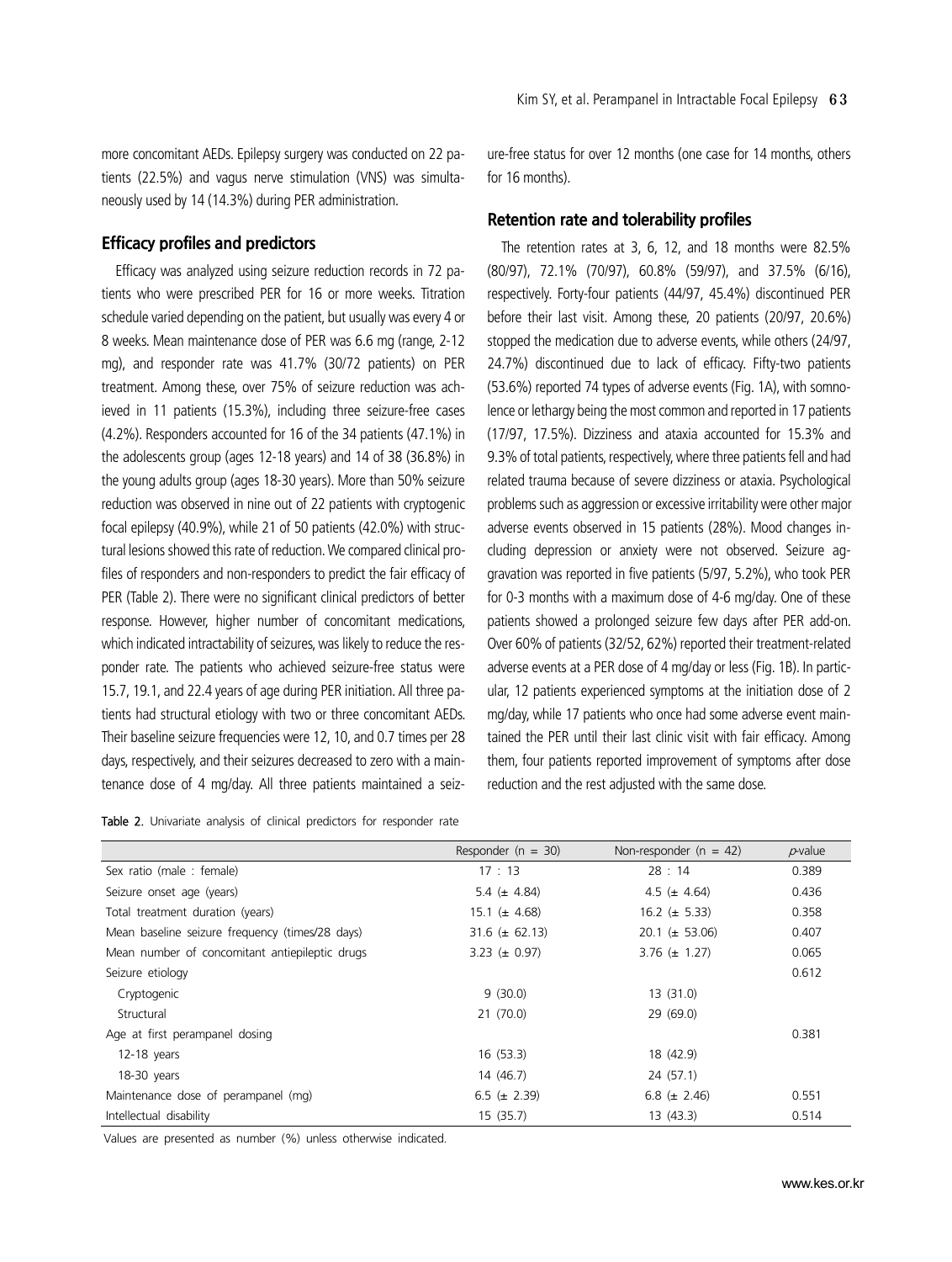more concomitant AEDs. Epilepsy surgery was conducted on 22 patients (22.5%) and vagus nerve stimulation (VNS) was simultaneously used by 14 (14.3%) during PER administration.

### Efficacy profiles and predictors

Efficacy was analyzed using seizure reduction records in 72 patients who were prescribed PER for 16 or more weeks. Titration schedule varied depending on the patient, but usually was every 4 or 8 weeks. Mean maintenance dose of PER was 6.6 mg (range, 2-12 mg), and responder rate was 41.7% (30/72 patients) on PER treatment. Among these, over 75% of seizure reduction was achieved in 11 patients (15.3%), including three seizure-free cases (4.2%). Responders accounted for 16 of the 34 patients (47.1%) in the adolescents group (ages 12-18 years) and 14 of 38 (36.8%) in the young adults group (ages 18-30 years). More than 50% seizure reduction was observed in nine out of 22 patients with cryptogenic focal epilepsy (40.9%), while 21 of 50 patients (42.0%) with structural lesions showed this rate of reduction. We compared clinical profiles of responders and non-responders to predict the fair efficacy of PER (Table 2). There were no significant clinical predictors of better response. However, higher number of concomitant medications, which indicated intractability of seizures, was likely to reduce the responder rate. The patients who achieved seizure-free status were 15.7, 19.1, and 22.4 years of age during PER initiation. All three patients had structural etiology with two or three concomitant AEDs. Their baseline seizure frequencies were 12, 10, and 0.7 times per 28 days, respectively, and their seizures decreased to zero with a maintenance dose of 4 mg/day. All three patients maintained a seizure-free status for over 12 months (one case for 14 months, others for 16 months).

### Retention rate and tolerability profiles

The retention rates at 3, 6, 12, and 18 months were 82.5% (80/97), 72.1% (70/97), 60.8% (59/97), and 37.5% (6/16), respectively. Forty-four patients (44/97, 45.4%) discontinued PER before their last visit. Among these, 20 patients (20/97, 20.6%) stopped the medication due to adverse events, while others (24/97, 24.7%) discontinued due to lack of efficacy. Fifty-two patients (53.6%) reported 74 types of adverse events (Fig. 1A), with somnolence or lethargy being the most common and reported in 17 patients (17/97, 17.5%). Dizziness and ataxia accounted for 15.3% and 9.3% of total patients, respectively, where three patients fell and had related trauma because of severe dizziness or ataxia. Psychological problems such as aggression or excessive irritability were other major adverse events observed in 15 patients (28%). Mood changes including depression or anxiety were not observed. Seizure aggravation was reported in five patients (5/97, 5.2%), who took PER for 0-3 months with a maximum dose of 4-6 mg/day. One of these patients showed a prolonged seizure few days after PER add-on. Over 60% of patients (32/52, 62%) reported their treatment-related adverse events at a PER dose of 4 mg/day or less (Fig. 1B). In particular, 12 patients experienced symptoms at the initiation dose of 2 mg/day, while 17 patients who once had some adverse event maintained the PER until their last clinic visit with fair efficacy. Among them, four patients reported improvement of symptoms after dose reduction and the rest adjusted with the same dose.

**Table 2.** Univariate analysis of clinical predictors for responder rate

| | Responder (n = 30) | Non-responder (n = 42) | *p*-value |
|---|---|---|---|
| Sex ratio (male : female) | 17 : 13 | 28 : 14 | 0.389 |
| Seizure onset age (years) | 5.4 (± 4.84) | 4.5 (± 4.64) | 0.436 |
| Total treatment duration (years) | 15.1 (± 4.68) | 16.2 (± 5.33) | 0.358 |
| Mean baseline seizure frequency (times/28 days) | 31.6 (± 62.13) | 20.1 (± 53.06) | 0.407 |
| Mean number of concomitant antiepileptic drugs | 3.23 (± 0.97) | 3.76 (± 1.27) | 0.065 |
| Seizure etiology | | | 0.612 |
| Cryptogenic | 9 (30.0) | 13 (31.0) | |
| Structural | 21 (70.0) | 29 (69.0) | |
| Age at first perampanel dosing | | | 0.381 |
| 12-18 years | 16 (53.3) | 18 (42.9) | |
| 18-30 years | 14 (46.7) | 24 (57.1) | |
| Maintenance dose of perampanel (mg) | 6.5 (± 2.39) | 6.8 (± 2.46) | 0.551 |
| Intellectual disability | 15 (35.7) | 13 (43.3) | 0.514 |

Values are presented as number (%) unless otherwise indicated.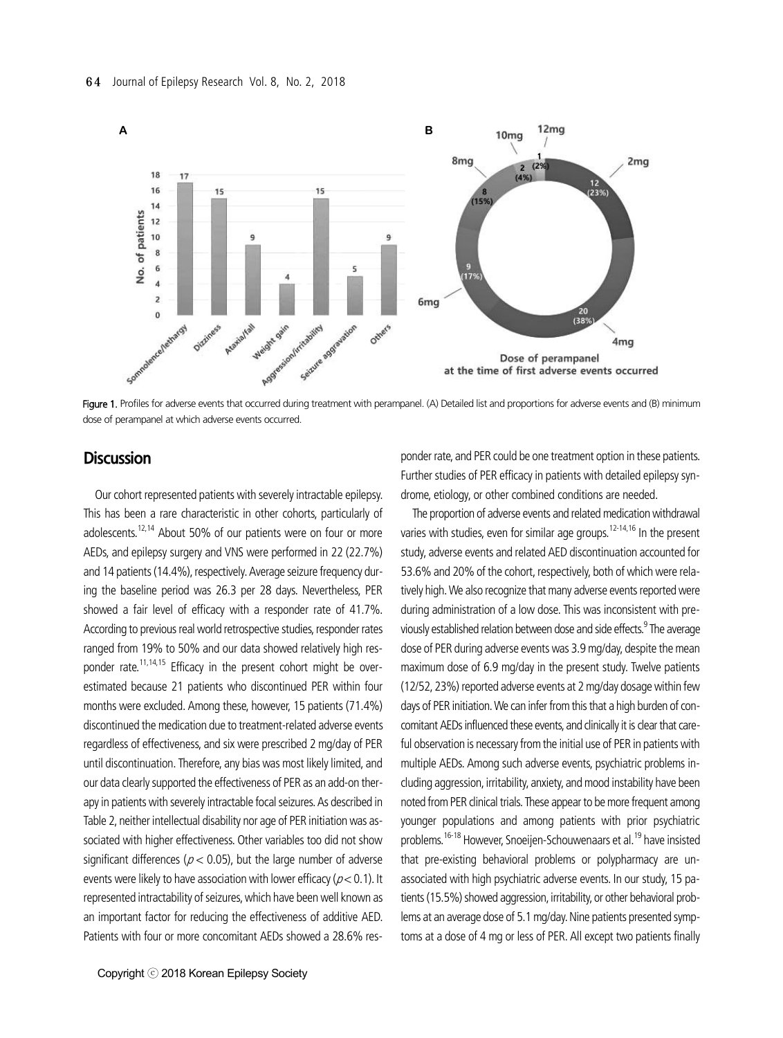Figure 1. Profiles for adverse events that occurred during treatment with perampanel. (A) Detailed list and proportions for adverse events and (B) minimum dose of perampanel at which adverse events occurred.

## Discussion

Our cohort represented patients with severely intractable epilepsy. This has been a rare characteristic in other cohorts, particularly of adolescents.[12,14] About 50% of our patients were on four or more AEDs, and epilepsy surgery and VNS were performed in 22 (22.7%) and 14 patients (14.4%), respectively. Average seizure frequency during the baseline period was 26.3 per 28 days. Nevertheless, PER showed a fair level of efficacy with a responder rate of 41.7%. According to previous real world retrospective studies, responder rates ranged from 19% to 50% and our data showed relatively high responder rate.[11,14,15] Efficacy in the present cohort might be overestimated because 21 patients who discontinued PER within four months were excluded. Among these, however, 15 patients (71.4%) discontinued the medication due to treatment-related adverse events regardless of effectiveness, and six were prescribed 2 mg/day of PER until discontinuation. Therefore, any bias was most likely limited, and our data clearly supported the effectiveness of PER as an add-on therapy in patients with severely intractable focal seizures. As described in Table 2, neither intellectual disability nor age of PER initiation was associated with higher effectiveness. Other variables too did not show significant differences ($p < 0.05$), but the large number of adverse events were likely to have association with lower efficacy ($p < 0.1$). It represented intractability of seizures, which have been well known as an important factor for reducing the effectiveness of additive AED. Patients with four or more concomitant AEDs showed a 28.6% responder rate, and PER could be one treatment option in these patients. Further studies of PER efficacy in patients with detailed epilepsy syndrome, etiology, or other combined conditions are needed.

The proportion of adverse events and related medication withdrawal varies with studies, even for similar age groups.[12-14,16] In the present study, adverse events and related AED discontinuation accounted for 53.6% and 20% of the cohort, respectively, both of which were relatively high. We also recognize that many adverse events reported were during administration of a low dose. This was inconsistent with previously established relation between dose and side effects.[9] The average dose of PER during adverse events was 3.9 mg/day, despite the mean maximum dose of 6.9 mg/day in the present study. Twelve patients (12/52, 23%) reported adverse events at 2 mg/day dosage within few days of PER initiation. We can infer from this that a high burden of concomitant AEDs influenced these events, and clinically it is clear that careful observation is necessary from the initial use of PER in patients with multiple AEDs. Among such adverse events, psychiatric problems including aggression, irritability, anxiety, and mood instability have been noted from PER clinical trials. These appear to be more frequent among younger populations and among patients with prior psychiatric problems.[16-18] However, Snoeijen-Schouwenaars et al.[19] have insisted that pre-existing behavioral problems or polypharmacy are unassociated with high psychiatric adverse events. In our study, 15 patients (15.5%) showed aggression, irritability, or other behavioral problems at an average dose of 5.1 mg/day. Nine patients presented symptoms at a dose of 4 mg or less of PER. All except two patients finally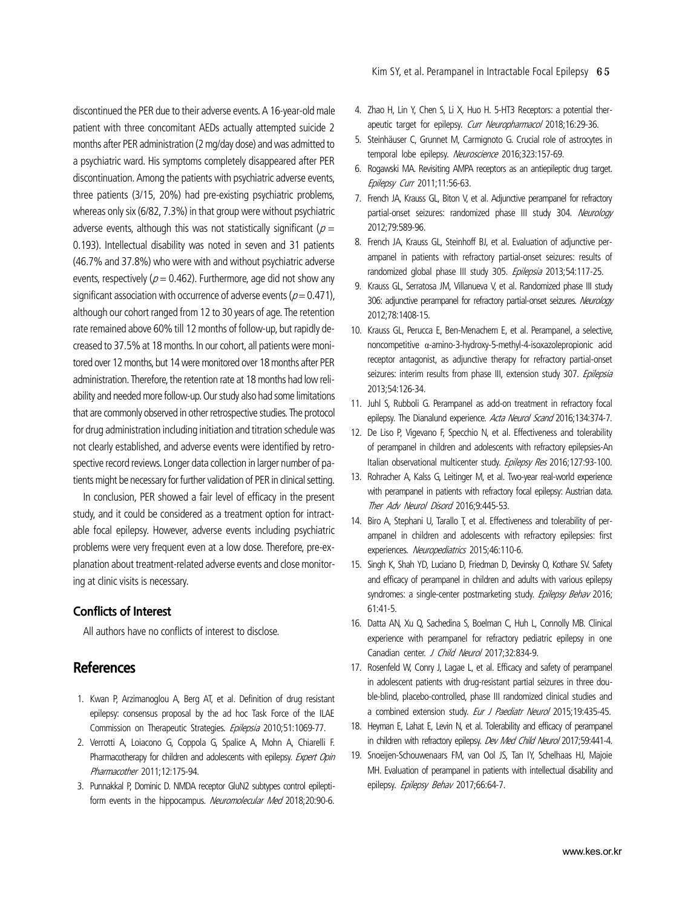discontinued the PER due to their adverse events. A 16-year-old male patient with three concomitant AEDs actually attempted suicide 2 months after PER administration (2 mg/day dose) and was admitted to a psychiatric ward. His symptoms completely disappeared after PER discontinuation. Among the patients with psychiatric adverse events, three patients (3/15, 20%) had pre-existing psychiatric problems, whereas only six (6/82, 7.3%) in that group were without psychiatric adverse events, although this was not statistically significant ($p$ = 0.193). Intellectual disability was noted in seven and 31 patients (46.7% and 37.8%) who were with and without psychiatric adverse events, respectively ($p$ = 0.462). Furthermore, age did not show any significant association with occurrence of adverse events ($p$ = 0.471), although our cohort ranged from 12 to 30 years of age. The retention rate remained above 60% till 12 months of follow-up, but rapidly decreased to 37.5% at 18 months. In our cohort, all patients were monitored over 12 months, but 14 were monitored over 18 months after PER administration. Therefore, the retention rate at 18 months had low reliability and needed more follow-up. Our study also had some limitations that are commonly observed in other retrospective studies. The protocol for drug administration including initiation and titration schedule was not clearly established, and adverse events were identified by retrospective record reviews. Longer data collection in larger number of patients might be necessary for further validation of PER in clinical setting.

In conclusion, PER showed a fair level of efficacy in the present study, and it could be considered as a treatment option for intractable focal epilepsy. However, adverse events including psychiatric problems were very frequent even at a low dose. Therefore, pre-explanation about treatment-related adverse events and close monitoring at clinic visits is necessary.

### Conflicts of Interest

All authors have no conflicts of interest to disclose.

## References

1. Kwan P, Arzimanoglou A, Berg AT, et al. Definition of drug resistant epilepsy: consensus proposal by the ad hoc Task Force of the ILAE Commission on Therapeutic Strategies. *Epilepsia* 2010;51:1069-77.
2. Verrotti A, Loiacono G, Coppola G, Spalice A, Mohn A, Chiarelli F. Pharmacotherapy for children and adolescents with epilepsy. *Expert Opin Pharmacother* 2011;12:175-94.
3. Punnakkal P, Dominic D. NMDA receptor GluN2 subtypes control epileptiform events in the hippocampus. *Neuromolecular Med* 2018;20:90-6.
4. Zhao H, Lin Y, Chen S, Li X, Huo H. 5-HT3 Receptors: a potential therapeutic target for epilepsy. *Curr Neuropharmacol* 2018;16:29-36.
5. Steinhäuser C, Grunnet M, Carmignoto G. Crucial role of astrocytes in temporal lobe epilepsy. *Neuroscience* 2016;323:157-69.
6. Rogawski MA. Revisiting AMPA receptors as an antiepileptic drug target. *Epilepsy Curr* 2011;11:56-63.
7. French JA, Krauss GL, Biton V, et al. Adjunctive perampanel for refractory partial-onset seizures: randomized phase III study 304. *Neurology* 2012;79:589-96.
8. French JA, Krauss GL, Steinhoff BJ, et al. Evaluation of adjunctive perampanel in patients with refractory partial-onset seizures: results of randomized global phase III study 305. *Epilepsia* 2013;54:117-25.
9. Krauss GL, Serratosa JM, Villanueva V, et al. Randomized phase III study 306: adjunctive perampanel for refractory partial-onset seizures. *Neurology* 2012;78:1408-15.
10. Krauss GL, Perucca E, Ben-Menachem E, et al. Perampanel, a selective, noncompetitive α-amino-3-hydroxy-5-methyl-4-isoxazolepropionic acid receptor antagonist, as adjunctive therapy for refractory partial-onset seizures: interim results from phase III, extension study 307. *Epilepsia* 2013;54:126-34.
11. Juhl S, Rubboli G. Perampanel as add-on treatment in refractory focal epilepsy. The Dianalund experience. *Acta Neurol Scand* 2016;134:374-7.
12. De Liso P, Vigevano F, Specchio N, et al. Effectiveness and tolerability of perampanel in children and adolescents with refractory epilepsies-An Italian observational multicenter study. *Epilepsy Res* 2016;127:93-100.
13. Rohracher A, Kalss G, Leitinger M, et al. Two-year real-world experience with perampanel in patients with refractory focal epilepsy: Austrian data. *Ther Adv Neurol Disord* 2016;9:445-53.
14. Biro A, Stephani U, Tarallo T, et al. Effectiveness and tolerability of perampanel in children and adolescents with refractory epilepsies: first experiences. *Neuropediatrics* 2015;46:110-6.
15. Singh K, Shah YD, Luciano D, Friedman D, Devinsky O, Kothare SV. Safety and efficacy of perampanel in children and adults with various epilepsy syndromes: a single-center postmarketing study. *Epilepsy Behav* 2016;61:41-5.
16. Datta AN, Xu Q, Sachedina S, Boelman C, Huh L, Connolly MB. Clinical experience with perampanel for refractory pediatric epilepsy in one Canadian center. *J Child Neurol* 2017;32:834-9.
17. Rosenfeld W, Conry J, Lagae L, et al. Efficacy and safety of perampanel in adolescent patients with drug-resistant partial seizures in three double-blind, placebo-controlled, phase III randomized clinical studies and a combined extension study. *Eur J Paediatr Neurol* 2015;19:435-45.
18. Heyman E, Lahat E, Levin N, et al. Tolerability and efficacy of perampanel in children with refractory epilepsy. *Dev Med Child Neurol* 2017;59:441-4.
19. Snoeijen-Schouwenaars FM, van Ool JS, Tan IY, Schelhaas HJ, Majoie MH. Evaluation of perampanel in patients with intellectual disability and epilepsy. *Epilepsy Behav* 2017;66:64-7.